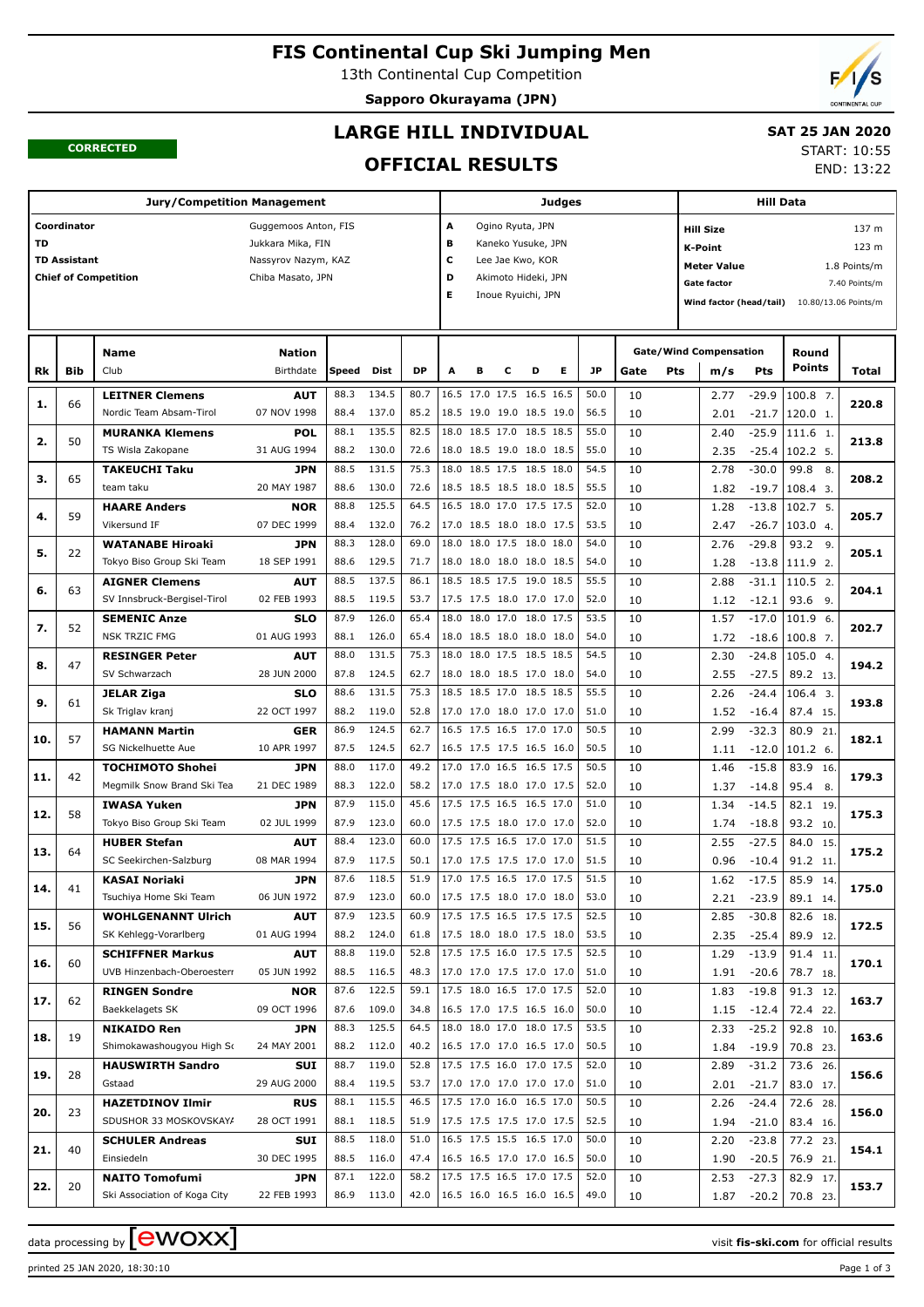# FIS Continental Cup Ski Jumping Men

13th Continental Cup Competition

**Sapporo Okurayama (JPN)**

**CORRECTED**

## LARGE HILL INDIVIDUAL

## OFFICIAL RESULTS

**SAT 25 JAN 2020**

START: 10:55

END: 13:22

| Jury/Competition Management | | Judges | | Hill Data | |
|---|---|---|---|---|---|
| Coordinator | Guggemoos Anton, FIS | A | Ogino Ryuta, JPN | Hill Size | 137 m |
| TD | Jukkara Mika, FIN | B | Kaneko Yusuke, JPN | K-Point | 123 m |
| TD Assistant | Nassyrov Nazym, KAZ | C | Lee Jae Kwo, KOR | Meter Value | 1.8 Points/m |
| Chief of Competition | Chiba Masato, JPN | D | Akimoto Hideki, JPN | Gate factor | 7.40 Points/m |
| | | E | Inoue Ryuichi, JPN | Wind factor (head/tail) | 10.80/13.06 Points/m |

| Rk | Bib | Name / Club | Nation / Birthdate | Speed | Dist | DP | A | B | C | D | E | JP | Gate | Pts | m/s | Pts | Round Points | Total |
|---|---|---|---|---|---|---|---|---|---|---|---|---|---|---|---|---|---|---|
| 1. | 66 | **LEITNER Clemens** | **AUT** | 88.3 | 134.5 | 80.7 | 16.5 | 17.0 | 17.5 | 16.5 | 16.5 | 50.0 | 10 | | 2.77 | -29.9 | 100.8 7. | 220.8 |
| | | Nordic Team Absam-Tirol | 07 NOV 1998 | 88.4 | 137.0 | 85.2 | 18.5 | 19.0 | 19.0 | 18.5 | 19.0 | 56.5 | 10 | | 2.01 | -21.7 | 120.0 1. | |
| 2. | 50 | **MURANKA Klemens** | **POL** | 88.1 | 135.5 | 82.5 | 18.0 | 18.5 | 17.0 | 18.5 | 18.5 | 55.0 | 10 | | 2.40 | -25.9 | 111.6 1. | 213.8 |
| | | TS Wisla Zakopane | 31 AUG 1994 | 88.2 | 130.0 | 72.6 | 18.0 | 18.5 | 19.0 | 18.0 | 18.5 | 55.0 | 10 | | 2.35 | -25.4 | 102.2 5. | |
| 3. | 65 | **TAKEUCHI Taku** | **JPN** | 88.5 | 131.5 | 75.3 | 18.0 | 18.5 | 17.5 | 18.5 | 18.0 | 54.5 | 10 | | 2.78 | -30.0 | 99.8 8. | 208.2 |
| | | team taku | 20 MAY 1987 | 88.6 | 130.0 | 72.6 | 18.5 | 18.5 | 18.5 | 18.0 | 18.5 | 55.5 | 10 | | 1.82 | -19.7 | 108.4 3. | |
| 4. | 59 | **HAARE Anders** | **NOR** | 88.8 | 125.5 | 64.5 | 16.5 | 18.0 | 17.0 | 17.5 | 17.5 | 52.0 | 10 | | 1.28 | -13.8 | 102.7 5. | 205.7 |
| | | Vikersund IF | 07 DEC 1999 | 88.4 | 132.0 | 76.2 | 17.0 | 18.5 | 18.0 | 18.0 | 17.5 | 53.5 | 10 | | 2.47 | -26.7 | 103.0 4. | |
| 5. | 22 | **WATANABE Hiroaki** | **JPN** | 88.3 | 128.0 | 69.0 | 18.0 | 18.0 | 17.5 | 18.0 | 18.0 | 54.0 | 10 | | 2.76 | -29.8 | 93.2 9. | 205.1 |
| | | Tokyo Biso Group Ski Team | 18 SEP 1991 | 88.6 | 129.5 | 71.7 | 18.0 | 18.0 | 18.0 | 18.0 | 18.5 | 54.0 | 10 | | 1.28 | -13.8 | 111.9 2. | |
| 6. | 63 | **AIGNER Clemens** | **AUT** | 88.5 | 137.5 | 86.1 | 18.5 | 18.5 | 17.5 | 19.0 | 18.5 | 55.5 | 10 | | 2.88 | -31.1 | 110.5 2. | 204.1 |
| | | SV Innsbruck-Bergisel-Tirol | 02 FEB 1993 | 88.5 | 119.5 | 53.7 | 17.5 | 17.5 | 18.0 | 17.0 | 17.0 | 52.0 | 10 | | 1.12 | -12.1 | 93.6 9. | |
| 7. | 52 | **SEMENIC Anze** | **SLO** | 87.9 | 126.0 | 65.4 | 18.0 | 18.0 | 17.0 | 18.0 | 17.5 | 53.5 | 10 | | 1.57 | -17.0 | 101.9 6. | 202.7 |
| | | NSK TRZIC FMG | 01 AUG 1993 | 88.1 | 126.0 | 65.4 | 18.0 | 18.5 | 18.0 | 18.0 | 18.0 | 54.0 | 10 | | 1.72 | -18.6 | 100.8 7. | |
| 8. | 47 | **RESINGER Peter** | **AUT** | 88.0 | 131.5 | 75.3 | 18.0 | 18.0 | 17.5 | 18.5 | 18.5 | 54.5 | 10 | | 2.30 | -24.8 | 105.0 4. | 194.2 |
| | | SV Schwarzach | 28 JUN 2000 | 87.8 | 124.5 | 62.7 | 18.0 | 18.0 | 18.5 | 17.0 | 18.0 | 54.0 | 10 | | 2.55 | -27.5 | 89.2 13. | |
| 9. | 61 | **JELAR Ziga** | **SLO** | 88.6 | 131.5 | 75.3 | 18.5 | 18.5 | 17.0 | 18.5 | 18.5 | 55.5 | 10 | | 2.26 | -24.4 | 106.4 3. | 193.8 |
| | | Sk Triglav kranj | 22 OCT 1997 | 88.2 | 119.0 | 52.8 | 17.0 | 17.0 | 18.0 | 17.0 | 17.0 | 51.0 | 10 | | 1.52 | -16.4 | 87.4 15. | |
| 10. | 57 | **HAMANN Martin** | **GER** | 86.9 | 124.5 | 62.7 | 16.5 | 17.5 | 16.5 | 17.0 | 17.0 | 50.5 | 10 | | 2.99 | -32.3 | 80.9 21. | 182.1 |
| | | SG Nickelhuette Aue | 10 APR 1997 | 87.5 | 124.5 | 62.7 | 16.5 | 17.5 | 17.5 | 16.5 | 16.0 | 50.5 | 10 | | 1.11 | -12.0 | 101.2 6. | |
| 11. | 42 | **TOCHIMOTO Shohei** | **JPN** | 88.0 | 117.0 | 49.2 | 17.0 | 17.0 | 16.5 | 16.5 | 17.5 | 50.5 | 10 | | 1.46 | -15.8 | 83.9 16. | 179.3 |
| | | Megmilk Snow Brand Ski Tea | 21 DEC 1989 | 88.3 | 122.0 | 58.2 | 17.0 | 17.5 | 18.0 | 17.0 | 17.5 | 52.0 | 10 | | 1.37 | -14.8 | 95.4 8. | |
| 12. | 58 | **IWASA Yuken** | **JPN** | 87.9 | 115.0 | 45.6 | 17.5 | 17.5 | 16.5 | 16.5 | 17.0 | 51.0 | 10 | | 1.34 | -14.5 | 82.1 19. | 175.3 |
| | | Tokyo Biso Group Ski Team | 02 JUL 1999 | 87.9 | 123.0 | 60.0 | 17.5 | 17.5 | 18.0 | 17.0 | 17.0 | 52.0 | 10 | | 1.74 | -18.8 | 93.2 10. | |
| 13. | 64 | **HUBER Stefan** | **AUT** | 88.4 | 123.0 | 60.0 | 17.5 | 17.5 | 16.5 | 17.0 | 17.0 | 51.5 | 10 | | 2.55 | -27.5 | 84.0 15. | 175.2 |
| | | SC Seekirchen-Salzburg | 08 MAR 1994 | 87.9 | 117.5 | 50.1 | 17.0 | 17.5 | 17.5 | 17.0 | 17.0 | 51.5 | 10 | | 0.96 | -10.4 | 91.2 11. | |
| 14. | 41 | **KASAI Noriaki** | **JPN** | 87.6 | 118.5 | 51.9 | 17.0 | 17.5 | 16.5 | 17.0 | 17.5 | 51.5 | 10 | | 1.62 | -17.5 | 85.9 14. | 175.0 |
| | | Tsuchiya Home Ski Team | 06 JUN 1972 | 87.9 | 123.0 | 60.0 | 17.5 | 17.5 | 18.0 | 17.0 | 18.0 | 53.0 | 10 | | 2.21 | -23.9 | 89.1 14. | |
| 15. | 56 | **WOHLGENANNT Ulrich** | **AUT** | 87.9 | 123.5 | 60.9 | 17.5 | 17.5 | 16.5 | 17.5 | 17.5 | 52.5 | 10 | | 2.85 | -30.8 | 82.6 18. | 172.5 |
| | | SK Kehlegg-Vorarlberg | 01 AUG 1994 | 88.2 | 124.0 | 61.8 | 17.5 | 18.0 | 18.0 | 17.5 | 18.0 | 53.5 | 10 | | 2.35 | -25.4 | 89.9 12. | |
| 16. | 60 | **SCHIFFNER Markus** | **AUT** | 88.8 | 119.0 | 52.8 | 17.5 | 17.5 | 16.0 | 17.5 | 17.5 | 52.5 | 10 | | 1.29 | -13.9 | 91.4 11. | 170.1 |
| | | UVB Hinzenbach-Oberoesterr | 05 JUN 1992 | 88.5 | 116.5 | 48.3 | 17.0 | 17.0 | 17.5 | 17.0 | 17.0 | 51.0 | 10 | | 1.91 | -20.6 | 78.7 18. | |
| 17. | 62 | **RINGEN Sondre** | **NOR** | 87.6 | 122.5 | 59.1 | 17.5 | 18.0 | 16.5 | 17.0 | 17.5 | 52.0 | 10 | | 1.83 | -19.8 | 91.3 12. | 163.7 |
| | | Baekkelagets SK | 09 OCT 1996 | 87.6 | 109.0 | 34.8 | 16.5 | 17.0 | 17.5 | 16.5 | 16.0 | 50.0 | 10 | | 1.15 | -12.4 | 72.4 22. | |
| 18. | 19 | **NIKAIDO Ren** | **JPN** | 88.3 | 125.5 | 64.5 | 18.0 | 18.0 | 17.0 | 18.0 | 17.5 | 53.5 | 10 | | 2.33 | -25.2 | 92.8 10. | 163.6 |
| | | Shimokawashougyou High Sc | 24 MAY 2001 | 88.2 | 112.0 | 40.2 | 16.5 | 17.0 | 17.0 | 16.5 | 17.0 | 50.5 | 10 | | 1.84 | -19.9 | 70.8 23. | |
| 19. | 28 | **HAUSWIRTH Sandro** | **SUI** | 88.7 | 119.0 | 52.8 | 17.5 | 17.5 | 16.0 | 17.0 | 17.5 | 52.0 | 10 | | 2.89 | -31.2 | 73.6 26. | 156.6 |
| | | Gstaad | 29 AUG 2000 | 88.4 | 119.5 | 53.7 | 17.0 | 17.0 | 17.0 | 17.0 | 17.0 | 51.0 | 10 | | 2.01 | -21.7 | 83.0 17. | |
| 20. | 23 | **HAZETDINOV Ilmir** | **RUS** | 88.1 | 115.5 | 46.5 | 17.5 | 17.0 | 16.0 | 16.5 | 17.0 | 50.5 | 10 | | 2.26 | -24.4 | 72.6 28. | 156.0 |
| | | SDUSHOR 33 MOSKOVSKAYA | 28 OCT 1991 | 88.1 | 118.5 | 51.9 | 17.5 | 17.5 | 17.5 | 17.0 | 17.5 | 52.5 | 10 | | 1.94 | -21.0 | 83.4 16. | |
| 21. | 40 | **SCHULER Andreas** | **SUI** | 88.5 | 118.0 | 51.0 | 16.5 | 17.5 | 15.5 | 16.5 | 17.0 | 50.0 | 10 | | 2.20 | -23.8 | 77.2 23. | 154.1 |
| | | Einsiedeln | 30 DEC 1995 | 88.5 | 116.0 | 47.4 | 16.5 | 16.5 | 17.0 | 17.0 | 16.5 | 50.0 | 10 | | 1.90 | -20.5 | 76.9 21. | |
| 22. | 20 | **NAITO Tomofumi** | **JPN** | 87.1 | 122.0 | 58.2 | 17.5 | 17.5 | 16.5 | 17.0 | 17.5 | 52.0 | 10 | | 2.53 | -27.3 | 82.9 17. | 153.7 |
| | | Ski Association of Koga City | 22 FEB 1993 | 86.9 | 113.0 | 42.0 | 16.5 | 16.0 | 16.5 | 16.0 | 16.5 | 49.0 | 10 | | 1.87 | -20.2 | 70.8 23. | |

data processing by ewoxx — visit fis-ski.com for official results

printed 25 JAN 2020, 18:30:10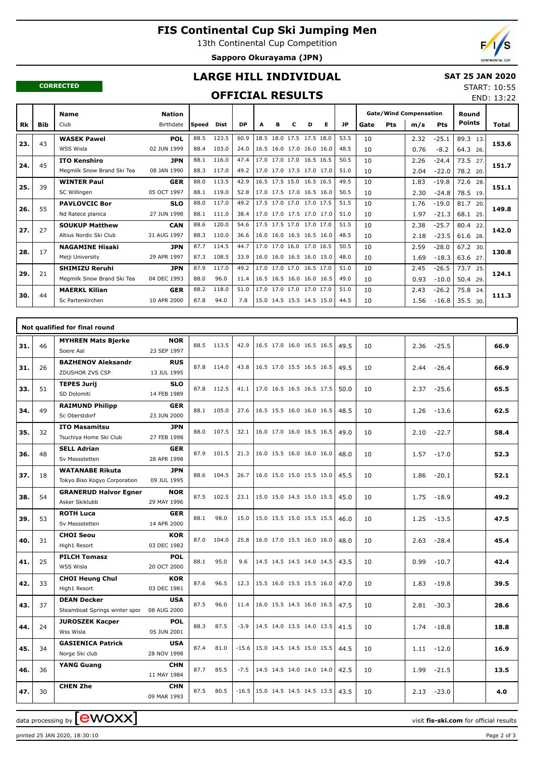# FIS Continental Cup Ski Jumping Men

13th Continental Cup Competition

**Sapporo Okurayama (JPN)**

**CORRECTED**

## LARGE HILL INDIVIDUAL

## OFFICIAL RESULTS

**SAT 25 JAN 2020**

START: 10:55

END: 13:22

| Rk | Bib | Name / Club | Nation / Birthdate | Speed | Dist | DP | A | B | C | D | E | JP | Gate | Pts | m/s | Pts | Round Points | Total |
|---|---|---|---|---|---|---|---|---|---|---|---|---|---|---|---|---|---|---|
| 23. | 43 | **WASEK Pawel** | **POL** | 88.5 | 123.5 | 60.9 | 18.5 | 18.0 | 17.5 | 17.5 | 18.0 | 53.5 | 10 | | 2.32 | -25.1 | 89.3 13. | **153.6** |
| | | WSS Wisla | 02 JUN 1999 | 88.4 | 103.0 | 24.0 | 16.5 | 16.0 | 17.0 | 16.0 | 16.0 | 48.5 | 10 | | 0.76 | -8.2 | 64.3 26. | |
| 24. | 45 | **ITO Kenshiro** | **JPN** | 88.1 | 116.0 | 47.4 | 17.0 | 17.0 | 17.0 | 16.5 | 16.5 | 50.5 | 10 | | 2.26 | -24.4 | 73.5 27. | **151.7** |
| | | Megmilk Snow Brand Ski Tea | 08 JAN 1990 | 88.3 | 117.0 | 49.2 | 17.0 | 17.0 | 17.5 | 17.0 | 17.0 | 51.0 | 10 | | 2.04 | -22.0 | 78.2 20. | |
| 25. | 39 | **WINTER Paul** | **GER** | 88.0 | 113.5 | 42.9 | 16.5 | 17.5 | 15.0 | 16.5 | 16.5 | 49.5 | 10 | | 1.83 | -19.8 | 72.6 28. | **151.1** |
| | | SC Willingen | 05 OCT 1997 | 88.1 | 119.0 | 52.8 | 17.0 | 17.5 | 17.0 | 16.5 | 16.0 | 50.5 | 10 | | 2.30 | -24.8 | 78.5 19. | |
| 26. | 55 | **PAVLOVCIC Bor** | **SLO** | 88.0 | 117.0 | 49.2 | 17.5 | 17.0 | 17.0 | 17.0 | 17.5 | 51.5 | 10 | | 1.76 | -19.0 | 81.7 20. | **149.8** |
| | | Nd Ratece planica | 27 JUN 1998 | 88.1 | 111.0 | 38.4 | 17.0 | 17.0 | 17.5 | 17.0 | 17.0 | 51.0 | 10 | | 1.97 | -21.3 | 68.1 25. | |
| 27. | 27 | **SOUKUP Matthew** | **CAN** | 88.6 | 120.0 | 54.6 | 17.5 | 17.5 | 17.0 | 17.0 | 17.0 | 51.5 | 10 | | 2.38 | -25.7 | 80.4 22. | **142.0** |
| | | Altius Nordic Ski Club | 31 AUG 1997 | 88.3 | 110.0 | 36.6 | 16.0 | 16.0 | 16.5 | 16.5 | 16.0 | 48.5 | 10 | | 2.18 | -23.5 | 61.6 28. | |
| 28. | 17 | **NAGAMINE Hisaki** | **JPN** | 87.7 | 114.5 | 44.7 | 17.0 | 17.0 | 16.0 | 17.0 | 16.5 | 50.5 | 10 | | 2.59 | -28.0 | 67.2 30. | **130.8** |
| | | Meiji University | 29 APR 1997 | 87.3 | 108.5 | 33.9 | 16.0 | 16.0 | 16.5 | 16.0 | 15.0 | 48.0 | 10 | | 1.69 | -18.3 | 63.6 27. | |
| 29. | 21 | **SHIMIZU Reruhi** | **JPN** | 87.9 | 117.0 | 49.2 | 17.0 | 17.0 | 17.0 | 16.5 | 17.0 | 51.0 | 10 | | 2.45 | -26.5 | 73.7 25. | **124.1** |
| | | Megmilk Snow Brand Ski Tea | 04 DEC 1993 | 88.0 | 96.0 | 11.4 | 16.5 | 16.5 | 16.0 | 16.0 | 16.5 | 49.0 | 10 | | 0.93 | -10.0 | 50.4 29. | |
| 30. | 44 | **MAERKL Kilian** | **GER** | 88.2 | 118.0 | 51.0 | 17.0 | 17.0 | 17.0 | 17.0 | 17.0 | 51.0 | 10 | | 2.43 | -26.2 | 75.8 24. | **111.3** |
| | | Sc Partenkirchen | 10 APR 2000 | 87.8 | 94.0 | 7.8 | 15.0 | 14.5 | 15.5 | 14.5 | 15.0 | 44.5 | 10 | | 1.56 | -16.8 | 35.5 30. | |

### Not qualified for final round

| Rk | Bib | Name / Club | Nation / Birthdate | Speed | Dist | DP | A | B | C | D | E | JP | Gate | Pts | m/s | Pts | Round Points | Total |
|---|---|---|---|---|---|---|---|---|---|---|---|---|---|---|---|---|---|---|
| 31. | 46 | **MYHREN Mats Bjerke** / Soere Aal | **NOR** / 23 SEP 1997 | 88.5 | 113.5 | 42.9 | 16.5 | 17.0 | 16.0 | 16.5 | 16.5 | 49.5 | 10 | | 2.36 | -25.5 | | **66.9** |
| 31. | 26 | **BAZHENOV Aleksandr** / ZDUSHOR ZVS CSP | **RUS** / 13 JUL 1995 | 87.8 | 114.0 | 43.8 | 16.5 | 17.0 | 15.5 | 16.5 | 16.5 | 49.5 | 10 | | 2.44 | -26.4 | | **66.9** |
| 33. | 51 | **TEPES Jurij** / SD Dolomiti | **SLO** / 14 FEB 1989 | 87.8 | 112.5 | 41.1 | 17.0 | 16.5 | 16.5 | 16.5 | 17.5 | 50.0 | 10 | | 2.37 | -25.6 | | **65.5** |
| 34. | 49 | **RAIMUND Philipp** / Sc Oberstdorf | **GER** / 23 JUN 2000 | 88.1 | 105.0 | 27.6 | 16.5 | 15.5 | 16.0 | 16.0 | 16.5 | 48.5 | 10 | | 1.26 | -13.6 | | **62.5** |
| 35. | 32 | **ITO Masamitsu** / Tsuchiya Home Ski Club | **JPN** / 27 FEB 1998 | 88.0 | 107.5 | 32.1 | 16.0 | 17.0 | 16.0 | 16.5 | 16.5 | 49.0 | 10 | | 2.10 | -22.7 | | **58.4** |
| 36. | 48 | **SELL Adrian** / Sv Messstetten | **GER** / 28 APR 1998 | 87.9 | 101.5 | 21.3 | 16.0 | 15.5 | 16.0 | 16.0 | 16.0 | 48.0 | 10 | | 1.57 | -17.0 | | **52.3** |
| 37. | 18 | **WATANABE Rikuta** / Tokyo Biso Kogyo Corporation | **JPN** / 09 JUL 1995 | 88.6 | 104.5 | 26.7 | 16.0 | 15.0 | 15.0 | 15.5 | 15.0 | 45.5 | 10 | | 1.86 | -20.1 | | **52.1** |
| 38. | 54 | **GRANERUD Halvor Egner** / Asker Skiklubb | **NOR** / 29 MAY 1996 | 87.5 | 102.5 | 23.1 | 15.0 | 15.0 | 14.5 | 15.0 | 15.5 | 45.0 | 10 | | 1.75 | -18.9 | | **49.2** |
| 39. | 53 | **ROTH Luca** / Sv Messstetten | **GER** / 14 APR 2000 | 88.1 | 98.0 | 15.0 | 15.0 | 15.5 | 15.0 | 15.5 | 15.5 | 46.0 | 10 | | 1.25 | -13.5 | | **47.5** |
| 40. | 31 | **CHOI Seou** / High1 Resort | **KOR** / 03 DEC 1982 | 87.0 | 104.0 | 25.8 | 16.0 | 17.0 | 15.5 | 16.0 | 16.0 | 48.0 | 10 | | 2.63 | -28.4 | | **45.4** |
| 41. | 25 | **PILCH Tomasz** / WSS Wisla | **POL** / 20 OCT 2000 | 88.1 | 95.0 | 9.6 | 14.5 | 14.5 | 14.5 | 14.0 | 14.5 | 43.5 | 10 | | 0.99 | -10.7 | | **42.4** |
| 42. | 33 | **CHOI Heung Chul** / High1 Resort | **KOR** / 03 DEC 1981 | 87.6 | 96.5 | 12.3 | 15.5 | 16.0 | 15.5 | 15.5 | 16.0 | 47.0 | 10 | | 1.83 | -19.8 | | **39.5** |
| 43. | 37 | **DEAN Decker** / Steamboat Springs winter spor | **USA** / 08 AUG 2000 | 87.5 | 96.0 | 11.4 | 16.0 | 15.5 | 14.5 | 16.0 | 16.5 | 47.5 | 10 | | 2.81 | -30.3 | | **28.6** |
| 44. | 24 | **JUROSZEK Kacper** / Wss Wisla | **POL** / 05 JUN 2001 | 88.3 | 87.5 | -3.9 | 14.5 | 14.0 | 13.5 | 14.0 | 13.5 | 41.5 | 10 | | 1.74 | -18.8 | | **18.8** |
| 45. | 34 | **GASIENICA Patrick** / Norge Ski club | **USA** / 28 NOV 1998 | 87.4 | 81.0 | -15.6 | 15.0 | 14.5 | 14.5 | 15.0 | 15.5 | 44.5 | 10 | | 1.11 | -12.0 | | **16.9** |
| 46. | 36 | **YANG Guang** | **CHN** / 11 MAY 1984 | 87.7 | 85.5 | -7.5 | 14.5 | 14.5 | 14.0 | 14.0 | 14.0 | 42.5 | 10 | | 1.99 | -21.5 | | **13.5** |
| 47. | 30 | **CHEN Zhe** | **CHN** / 09 MAR 1993 | 87.5 | 80.5 | -16.5 | 15.0 | 14.5 | 14.5 | 14.5 | 13.5 | 43.5 | 10 | | 2.13 | -23.0 | | **4.0** |

data processing by ewoxx — visit **fis-ski.com** for official results

printed 25 JAN 2020, 18:30:10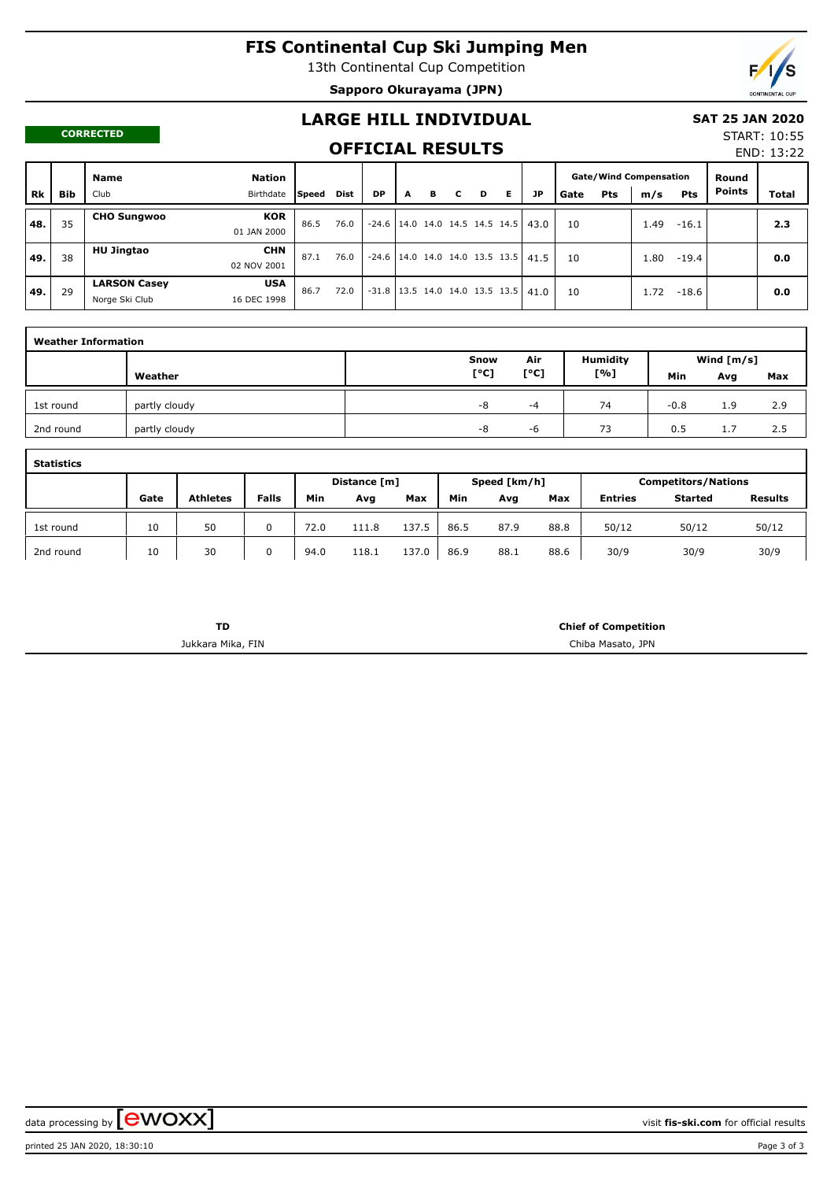# FIS Continental Cup Ski Jumping Men

13th Continental Cup Competition

**Sapporo Okurayama (JPN)**

**CORRECTED**

## LARGE HILL INDIVIDUAL

## OFFICIAL RESULTS

**SAT 25 JAN 2020**

START: 10:55

END: 13:22

| Rk | Bib | Name / Club | Nation / Birthdate | Speed | Dist | DP | A | B | C | D | E | JP | Gate | Gate Pts | m/s | Wind Pts | Round Points | Total |
|---|---|---|---|---|---|---|---|---|---|---|---|---|---|---|---|---|---|---|
| 48. | 35 | **CHO Sungwoo** | **KOR** 01 JAN 2000 | 86.5 | 76.0 | -24.6 | 14.0 | 14.0 | 14.5 | 14.5 | 14.5 | 43.0 | 10 | | 1.49 | -16.1 | | **2.3** |
| 49. | 38 | **HU Jingtao** | **CHN** 02 NOV 2001 | 87.1 | 76.0 | -24.6 | 14.0 | 14.0 | 14.0 | 13.5 | 13.5 | 41.5 | 10 | | 1.80 | -19.4 | | **0.0** |
| 49. | 29 | **LARSON Casey** Norge Ski Club | **USA** 16 DEC 1998 | 86.7 | 72.0 | -31.8 | 13.5 | 14.0 | 14.0 | 13.5 | 13.5 | 41.0 | 10 | | 1.72 | -18.6 | | **0.0** |

### Weather Information

| | Weather | Snow [°C] | Air [°C] | Humidity [%] | Wind [m/s] Min | Avg | Max |
|---|---|---|---|---|---|---|---|
| 1st round | partly cloudy | -8 | -4 | 74 | -0.8 | 1.9 | 2.9 |
| 2nd round | partly cloudy | -8 | -6 | 73 | 0.5 | 1.7 | 2.5 |

### Statistics

| | Gate | Athletes | Falls | Distance [m] Min | Avg | Max | Speed [km/h] Min | Avg | Max | Competitors/Nations Entries | Started | Results |
|---|---|---|---|---|---|---|---|---|---|---|---|---|
| 1st round | 10 | 50 | 0 | 72.0 | 111.8 | 137.5 | 86.5 | 87.9 | 88.8 | 50/12 | 50/12 | 50/12 |
| 2nd round | 10 | 30 | 0 | 94.0 | 118.1 | 137.0 | 86.9 | 88.1 | 88.6 | 30/9 | 30/9 | 30/9 |

**TD**
Jukkara Mika, FIN

**Chief of Competition**
Chiba Masato, JPN

data processing by ewoxx

visit **fis-ski.com** for official results

printed 25 JAN 2020, 18:30:10